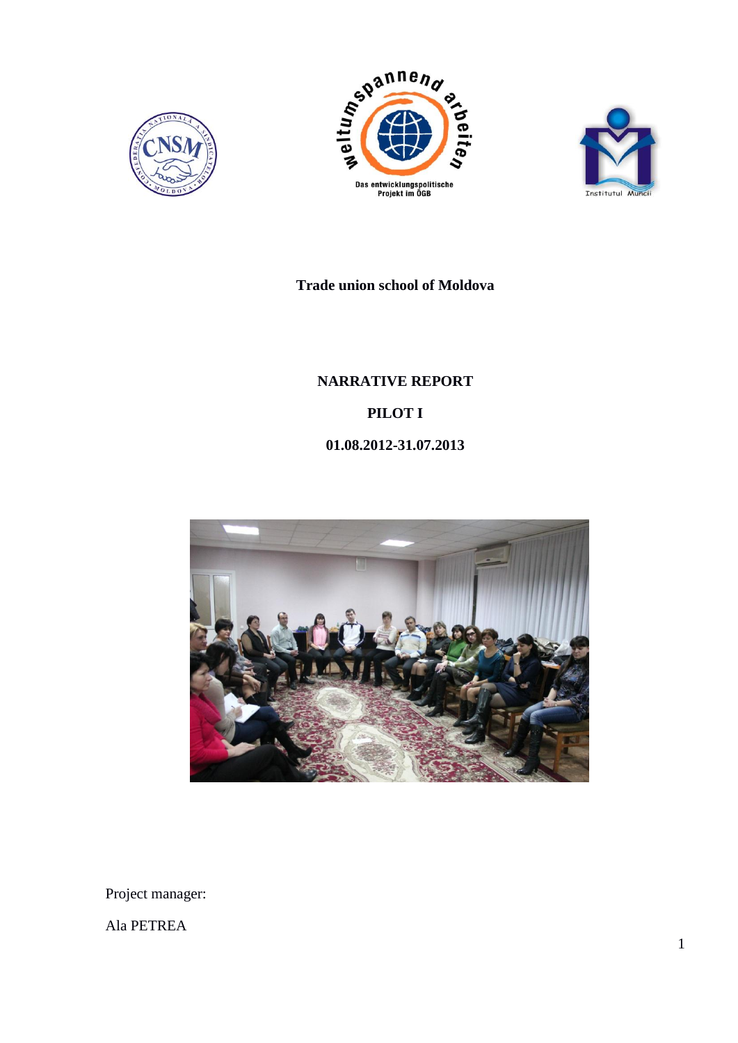**Trade union school of Moldova**

# NARRATIVE REPORT

## PILOT I

## 01.08.2012-31.07.2013

Project manager:

Ala PETREA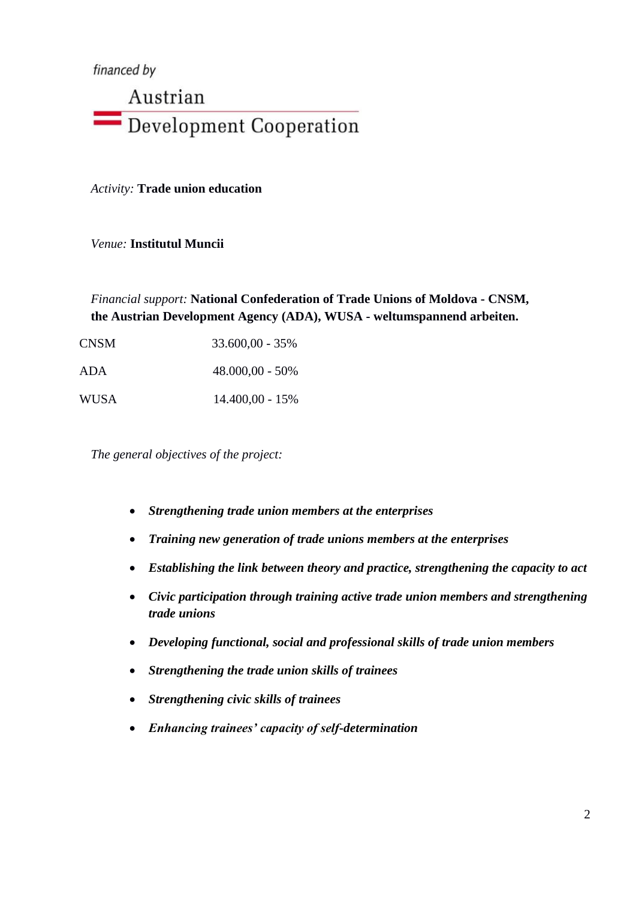financed by

Austrian Development Cooperation

*Activity:* **Trade union education**

*Venue:* **Institutul Muncii**

*Financial support:* **National Confederation of Trade Unions of Moldova - CNSM, the Austrian Development Agency (ADA), WUSA - weltumspannend arbeiten.**

| | |
|---|---|
| CNSM | 33.600,00 - 35% |
| ADA | 48.000,00 - 50% |
| WUSA | 14.400,00 - 15% |

*The general objectives of the project:*

- ***Strengthening trade union members at the enterprises***
- ***Training new generation of trade unions members at the enterprises***
- ***Establishing the link between theory and practice, strengthening the capacity to act***
- ***Civic participation through training active trade union members and strengthening trade unions***
- ***Developing functional, social and professional skills of trade union members***
- ***Strengthening the trade union skills of trainees***
- ***Strengthening civic skills of trainees***
- ***Enhancing trainees' capacity of self-determination***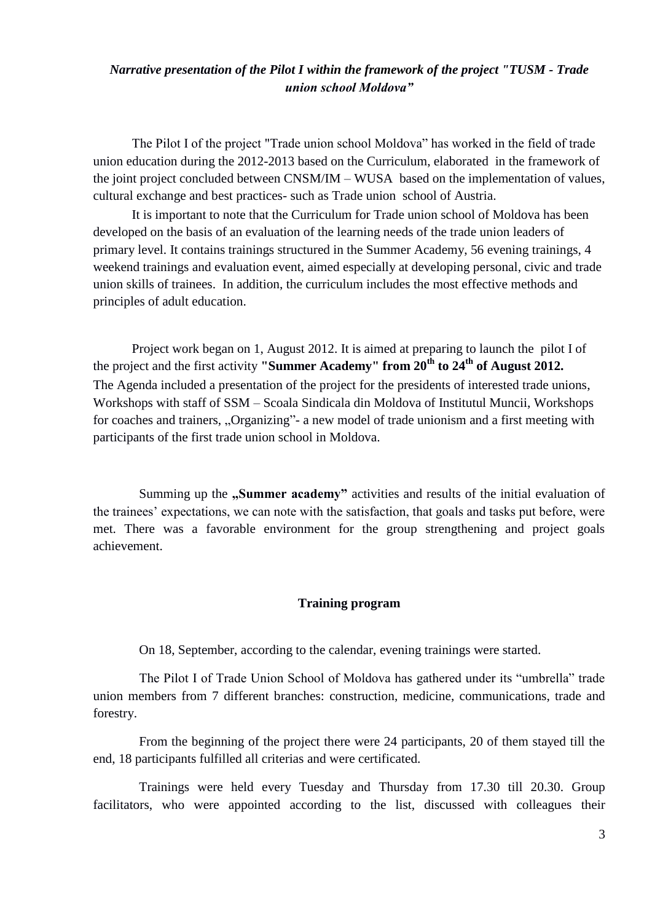***Narrative presentation of the Pilot I within the framework of the project "TUSM - Trade union school Moldova"***

The Pilot I of the project "Trade union school Moldova" has worked in the field of trade union education during the 2012-2013 based on the Curriculum, elaborated in the framework of the joint project concluded between CNSM/IM – WUSA based on the implementation of values, cultural exchange and best practices- such as Trade union school of Austria.

It is important to note that the Curriculum for Trade union school of Moldova has been developed on the basis of an evaluation of the learning needs of the trade union leaders of primary level. It contains trainings structured in the Summer Academy, 56 evening trainings, 4 weekend trainings and evaluation event, aimed especially at developing personal, civic and trade union skills of trainees. In addition, the curriculum includes the most effective methods and principles of adult education.

Project work began on 1, August 2012. It is aimed at preparing to launch the pilot I of the project and the first activity **"Summer Academy" from 20th to 24th of August 2012.** The Agenda included a presentation of the project for the presidents of interested trade unions, Workshops with staff of SSM – Scoala Sindicala din Moldova of Institutul Muncii, Workshops for coaches and trainers, „Organizing"- a new model of trade unionism and a first meeting with participants of the first trade union school in Moldova.

Summing up the **„Summer academy"** activities and results of the initial evaluation of the trainees' expectations, we can note with the satisfaction, that goals and tasks put before, were met. There was a favorable environment for the group strengthening and project goals achievement.

**Training program**

On 18, September, according to the calendar, evening trainings were started.

The Pilot I of Trade Union School of Moldova has gathered under its "umbrella" trade union members from 7 different branches: construction, medicine, communications, trade and forestry.

From the beginning of the project there were 24 participants, 20 of them stayed till the end, 18 participants fulfilled all criterias and were certificated.

Trainings were held every Tuesday and Thursday from 17.30 till 20.30. Group facilitators, who were appointed according to the list, discussed with colleagues their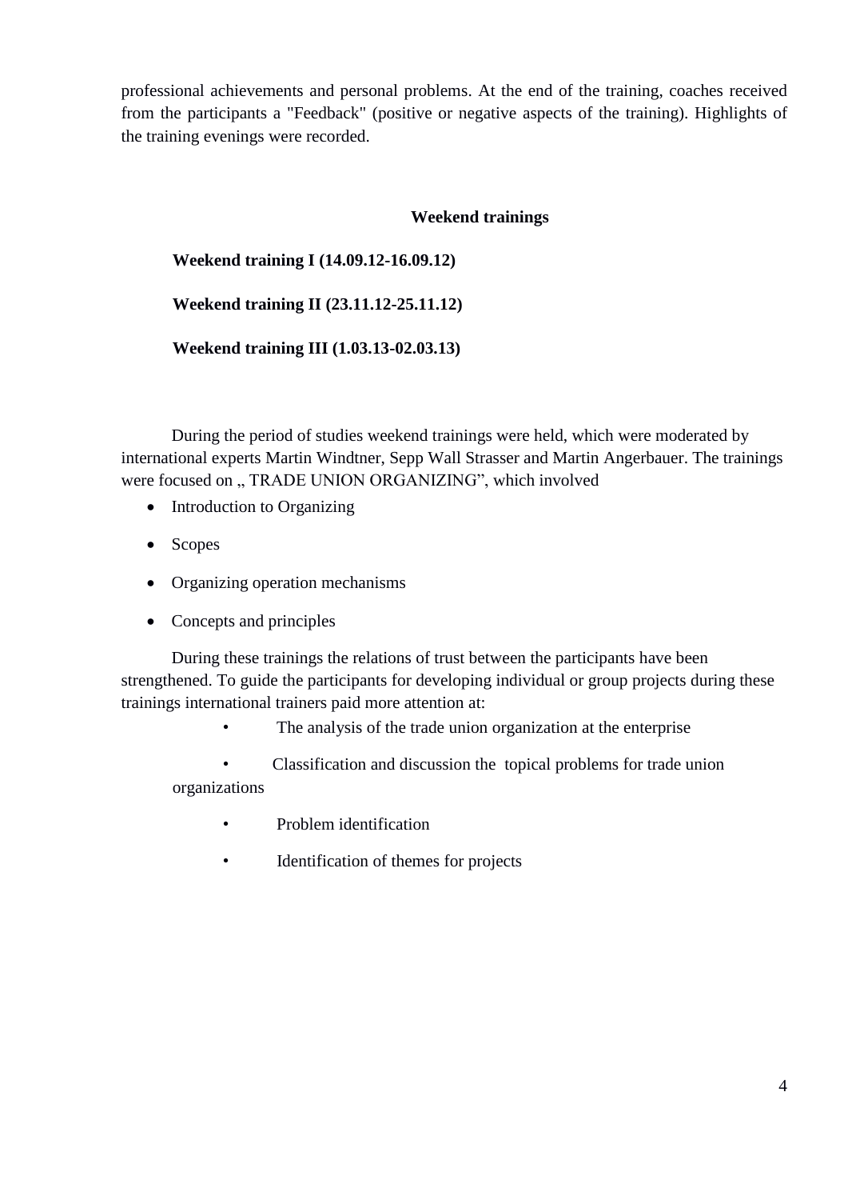professional achievements and personal problems. At the end of the training, coaches received from the participants a "Feedback" (positive or negative aspects of the training). Highlights of the training evenings were recorded.

## Weekend trainings

**Weekend training I (14.09.12-16.09.12)**

**Weekend training II (23.11.12-25.11.12)**

**Weekend training III (1.03.13-02.03.13)**

During the period of studies weekend trainings were held, which were moderated by international experts Martin Windtner, Sepp Wall Strasser and Martin Angerbauer. The trainings were focused on „ TRADE UNION ORGANIZING", which involved

- Introduction to Organizing
- Scopes
- Organizing operation mechanisms
- Concepts and principles

During these trainings the relations of trust between the participants have been strengthened. To guide the participants for developing individual or group projects during these trainings international trainers paid more attention at:

- The analysis of the trade union organization at the enterprise
- Classification and discussion the topical problems for trade union organizations
- Problem identification
- Identification of themes for projects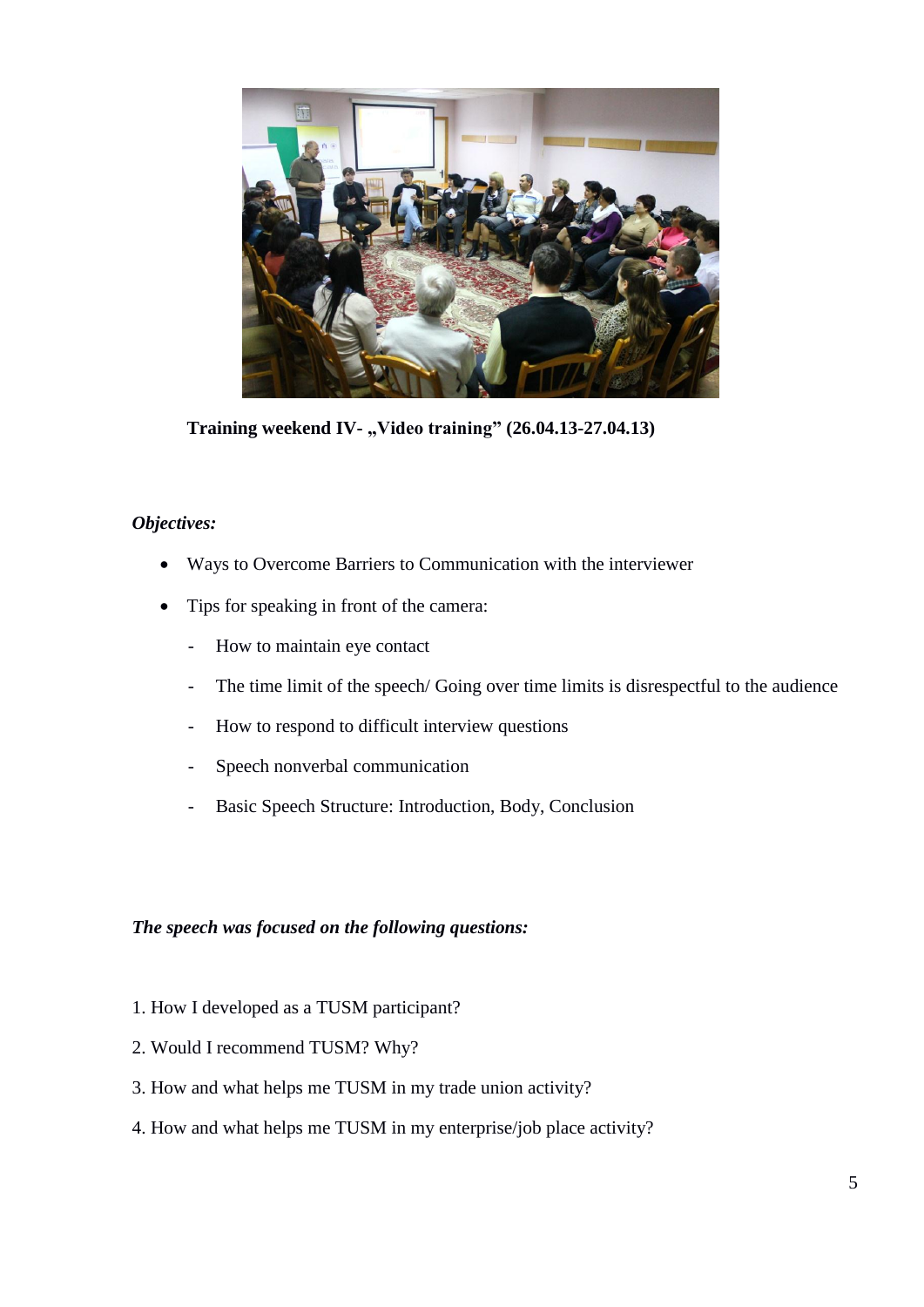**Training weekend IV- „Video training” (26.04.13-27.04.13)**

***Objectives:***

- Ways to Overcome Barriers to Communication with the interviewer
- Tips for speaking in front of the camera:
  - How to maintain eye contact
  - The time limit of the speech/ Going over time limits is disrespectful to the audience
  - How to respond to difficult interview questions
  - Speech nonverbal communication
  - Basic Speech Structure: Introduction, Body, Conclusion

***The speech was focused on the following questions:***

1. How I developed as a TUSM participant?
2. Would I recommend TUSM? Why?
3. How and what helps me TUSM in my trade union activity?
4. How and what helps me TUSM in my enterprise/job place activity?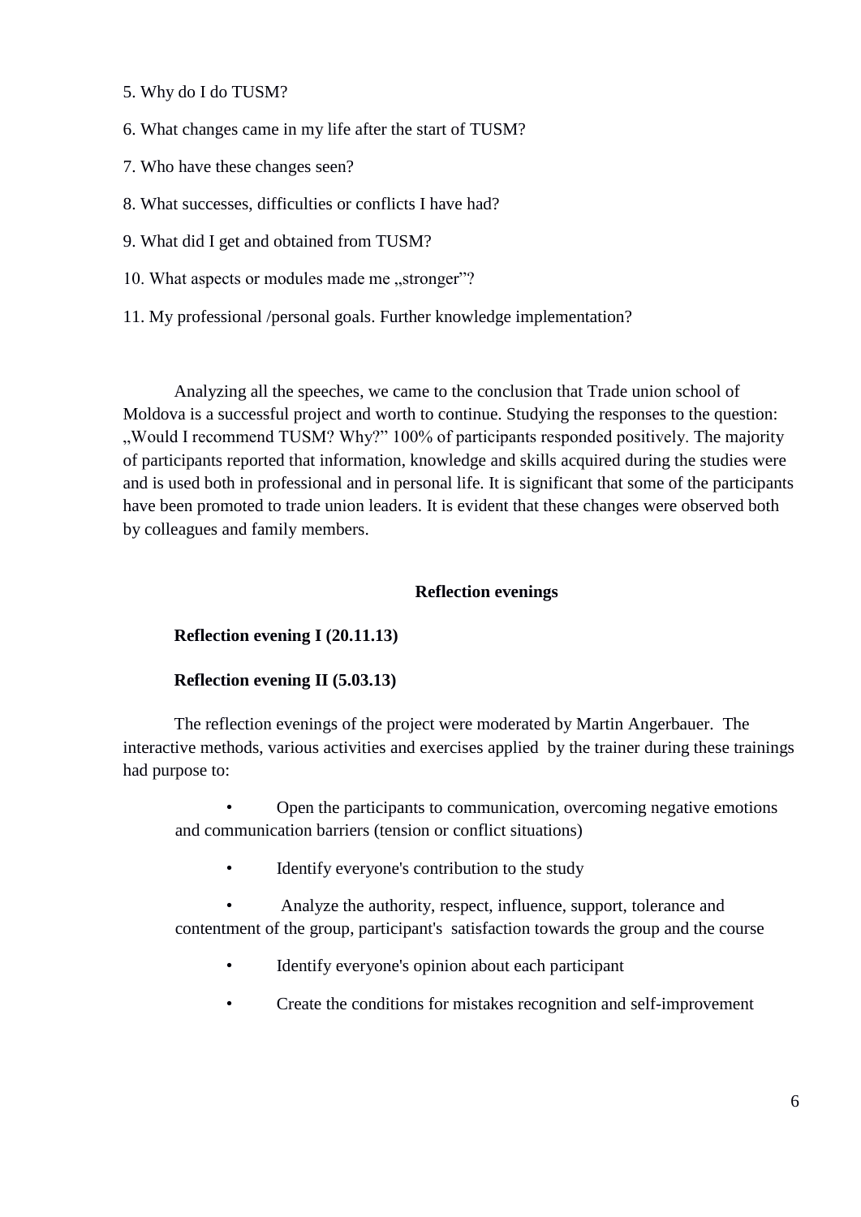5. Why do I do TUSM?

6. What changes came in my life after the start of TUSM?

7. Who have these changes seen?

8. What successes, difficulties or conflicts I have had?

9. What did I get and obtained from TUSM?

10. What aspects or modules made me „stronger"?

11. My professional /personal goals. Further knowledge implementation?

Analyzing all the speeches, we came to the conclusion that Trade union school of Moldova is a successful project and worth to continue. Studying the responses to the question: „Would I recommend TUSM? Why?" 100% of participants responded positively. The majority of participants reported that information, knowledge and skills acquired during the studies were and is used both in professional and in personal life. It is significant that some of the participants have been promoted to trade union leaders. It is evident that these changes were observed both by colleagues and family members.

**Reflection evenings**

**Reflection evening I (20.11.13)**

**Reflection evening II (5.03.13)**

The reflection evenings of the project were moderated by Martin Angerbauer. The interactive methods, various activities and exercises applied by the trainer during these trainings had purpose to:

- Open the participants to communication, overcoming negative emotions and communication barriers (tension or conflict situations)
- Identify everyone's contribution to the study
- Analyze the authority, respect, influence, support, tolerance and contentment of the group, participant's satisfaction towards the group and the course
- Identify everyone's opinion about each participant
- Create the conditions for mistakes recognition and self-improvement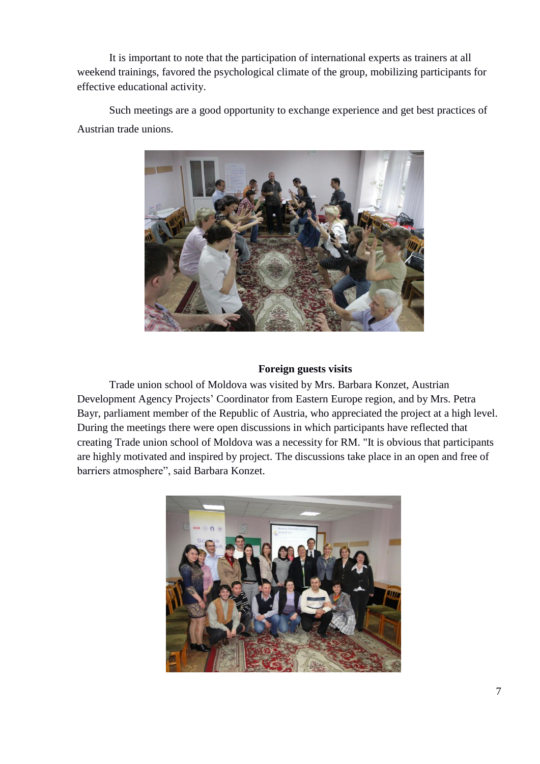It is important to note that the participation of international experts as trainers at all weekend trainings, favored the psychological climate of the group, mobilizing participants for effective educational activity.

Such meetings are a good opportunity to exchange experience and get best practices of Austrian trade unions.

**Foreign guests visits**

Trade union school of Moldova was visited by Mrs. Barbara Konzet, Austrian Development Agency Projects' Coordinator from Eastern Europe region, and by Mrs. Petra Bayr, parliament member of the Republic of Austria, who appreciated the project at a high level. During the meetings there were open discussions in which participants have reflected that creating Trade union school of Moldova was a necessity for RM. "It is obvious that participants are highly motivated and inspired by project. The discussions take place in an open and free of barriers atmosphere", said Barbara Konzet.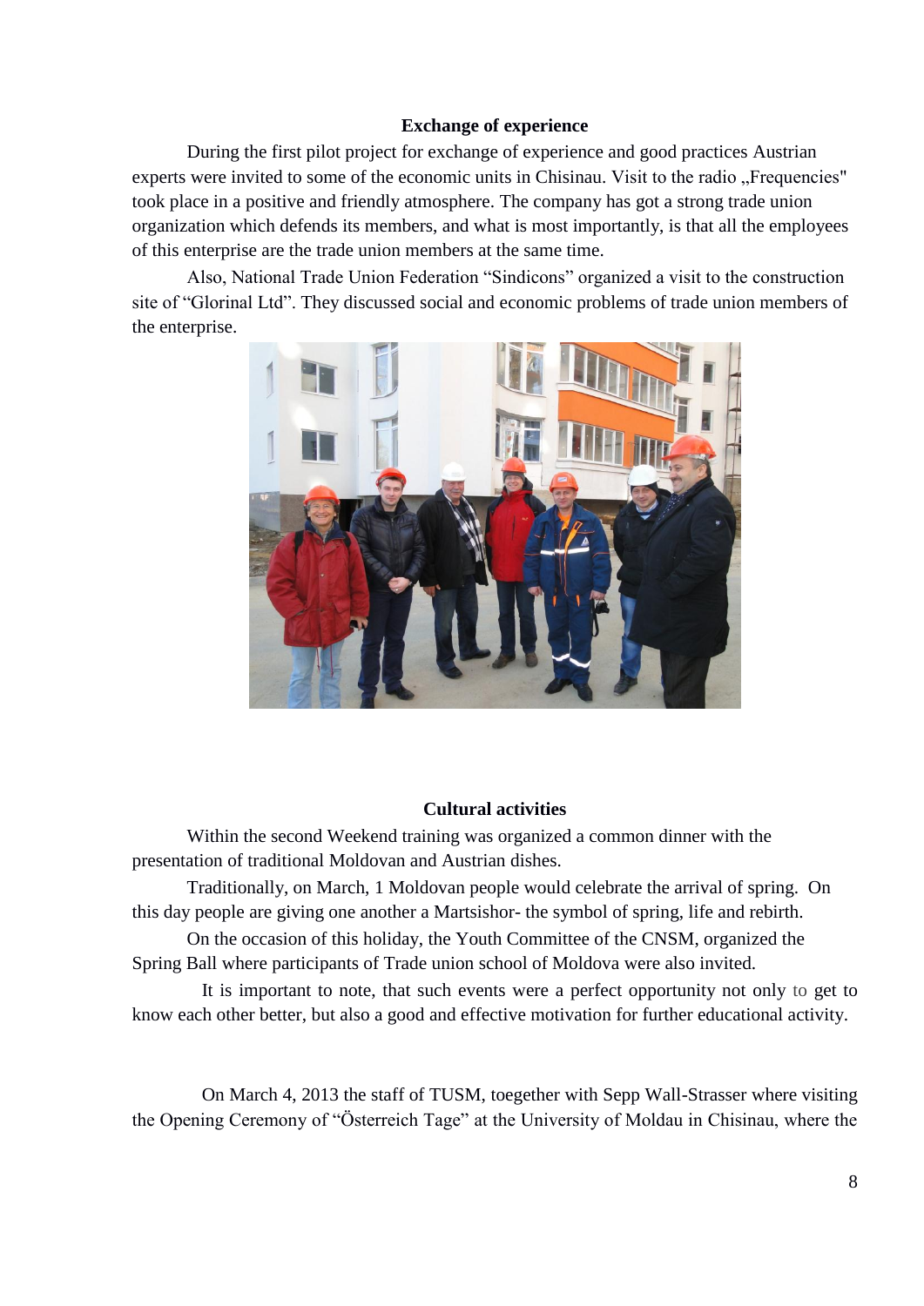### Exchange of experience

During the first pilot project for exchange of experience and good practices Austrian experts were invited to some of the economic units in Chisinau. Visit to the radio „Frequencies" took place in a positive and friendly atmosphere. The company has got a strong trade union organization which defends its members, and what is most importantly, is that all the employees of this enterprise are the trade union members at the same time.

Also, National Trade Union Federation "Sindicons" organized a visit to the construction site of "Glorinal Ltd". They discussed social and economic problems of trade union members of the enterprise.

### Cultural activities

Within the second Weekend training was organized a common dinner with the presentation of traditional Moldovan and Austrian dishes.

Traditionally, on March, 1 Moldovan people would celebrate the arrival of spring. On this day people are giving one another a Martsishor- the symbol of spring, life and rebirth.

On the occasion of this holiday, the Youth Committee of the CNSM, organized the Spring Ball where participants of Trade union school of Moldova were also invited.

It is important to note, that such events were a perfect opportunity not only to get to know each other better, but also a good and effective motivation for further educational activity.

On March 4, 2013 the staff of TUSM, toegether with Sepp Wall-Strasser where visiting the Opening Ceremony of "Österreich Tage" at the University of Moldau in Chisinau, where the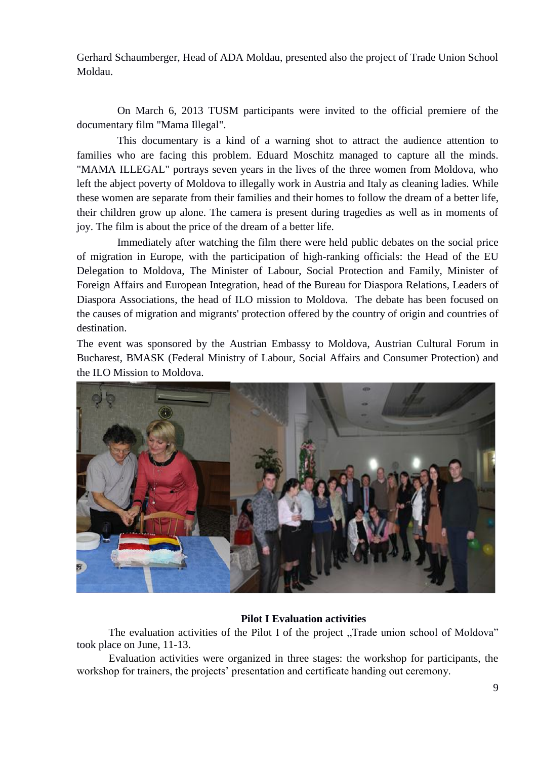Gerhard Schaumberger, Head of ADA Moldau, presented also the project of Trade Union School Moldau.

On March 6, 2013 TUSM participants were invited to the official premiere of the documentary film "Mama Illegal".

This documentary is a kind of a warning shot to attract the audience attention to families who are facing this problem. Eduard Moschitz managed to capture all the minds. "MAMA ILLEGAL" portrays seven years in the lives of the three women from Moldova, who left the abject poverty of Moldova to illegally work in Austria and Italy as cleaning ladies. While these women are separate from their families and their homes to follow the dream of a better life, their children grow up alone. The camera is present during tragedies as well as in moments of joy. The film is about the price of the dream of a better life.

Immediately after watching the film there were held public debates on the social price of migration in Europe, with the participation of high-ranking officials: the Head of the EU Delegation to Moldova, The Minister of Labour, Social Protection and Family, Minister of Foreign Affairs and European Integration, head of the Bureau for Diaspora Relations, Leaders of Diaspora Associations, the head of ILO mission to Moldova. The debate has been focused on the causes of migration and migrants' protection offered by the country of origin and countries of destination.

The event was sponsored by the Austrian Embassy to Moldova, Austrian Cultural Forum in Bucharest, BMASK (Federal Ministry of Labour, Social Affairs and Consumer Protection) and the ILO Mission to Moldova.

**Pilot I Evaluation activities**

The evaluation activities of the Pilot I of the project „Trade union school of Moldova" took place on June, 11-13.

Evaluation activities were organized in three stages: the workshop for participants, the workshop for trainers, the projects' presentation and certificate handing out ceremony.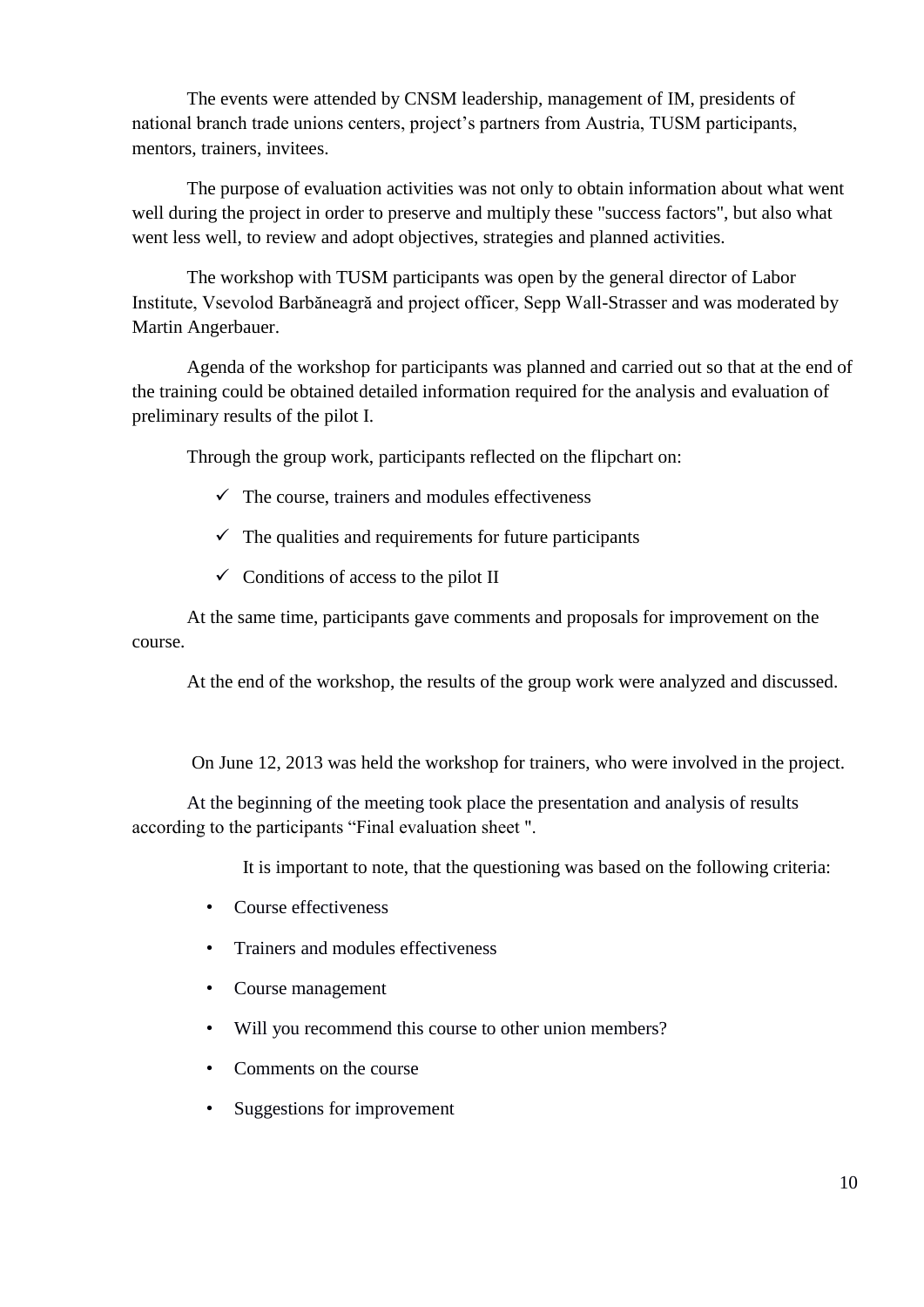The events were attended by CNSM leadership, management of IM, presidents of national branch trade unions centers, project's partners from Austria, TUSM participants, mentors, trainers, invitees.

The purpose of evaluation activities was not only to obtain information about what went well during the project in order to preserve and multiply these "success factors", but also what went less well, to review and adopt objectives, strategies and planned activities.

The workshop with TUSM participants was open by the general director of Labor Institute, Vsevolod Barbăneagră and project officer, Sepp Wall-Strasser and was moderated by Martin Angerbauer.

Agenda of the workshop for participants was planned and carried out so that at the end of the training could be obtained detailed information required for the analysis and evaluation of preliminary results of the pilot I.

Through the group work, participants reflected on the flipchart on:

- ✓ The course, trainers and modules effectiveness
- ✓ The qualities and requirements for future participants
- ✓ Conditions of access to the pilot II

At the same time, participants gave comments and proposals for improvement on the course.

At the end of the workshop, the results of the group work were analyzed and discussed.

On June 12, 2013 was held the workshop for trainers, who were involved in the project.

At the beginning of the meeting took place the presentation and analysis of results according to the participants "Final evaluation sheet ".

It is important to note, that the questioning was based on the following criteria:

- Course effectiveness
- Trainers and modules effectiveness
- Course management
- Will you recommend this course to other union members?
- Comments on the course
- Suggestions for improvement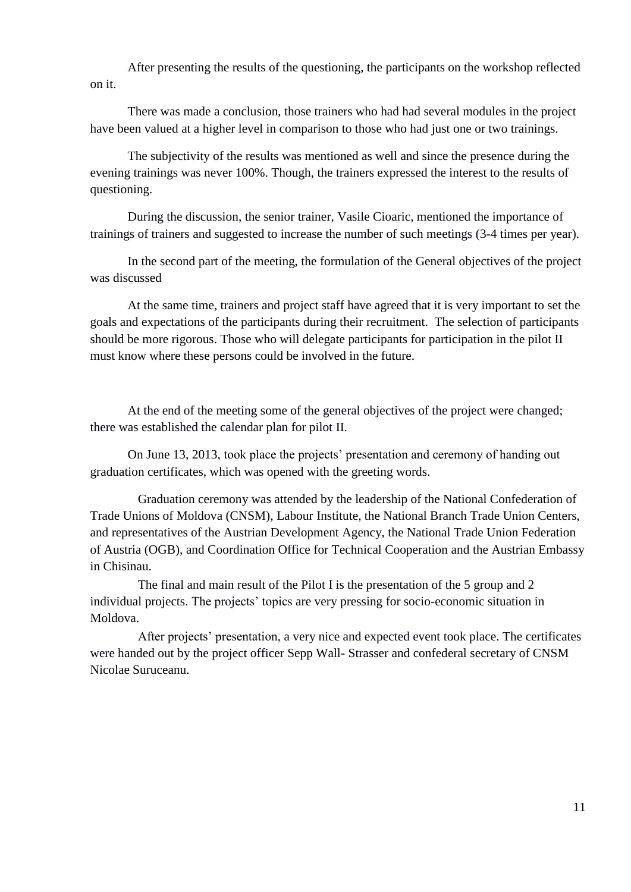After presenting the results of the questioning, the participants on the workshop reflected on it.

There was made a conclusion, those trainers who had had several modules in the project have been valued at a higher level in comparison to those who had just one or two trainings.

The subjectivity of the results was mentioned as well and since the presence during the evening trainings was never 100%. Though, the trainers expressed the interest to the results of questioning.

During the discussion, the senior trainer, Vasile Cioaric, mentioned the importance of trainings of trainers and suggested to increase the number of such meetings (3-4 times per year).

In the second part of the meeting, the formulation of the General objectives of the project was discussed

At the same time, trainers and project staff have agreed that it is very important to set the goals and expectations of the participants during their recruitment. The selection of participants should be more rigorous. Those who will delegate participants for participation in the pilot II must know where these persons could be involved in the future.

At the end of the meeting some of the general objectives of the project were changed; there was established the calendar plan for pilot II.

On June 13, 2013, took place the projects' presentation and ceremony of handing out graduation certificates, which was opened with the greeting words.

Graduation ceremony was attended by the leadership of the National Confederation of Trade Unions of Moldova (CNSM), Labour Institute, the National Branch Trade Union Centers, and representatives of the Austrian Development Agency, the National Trade Union Federation of Austria (OGB), and Coordination Office for Technical Cooperation and the Austrian Embassy in Chisinau.

The final and main result of the Pilot I is the presentation of the 5 group and 2 individual projects. The projects' topics are very pressing for socio-economic situation in Moldova.

After projects' presentation, a very nice and expected event took place. The certificates were handed out by the project officer Sepp Wall- Strasser and confederal secretary of CNSM Nicolae Suruceanu.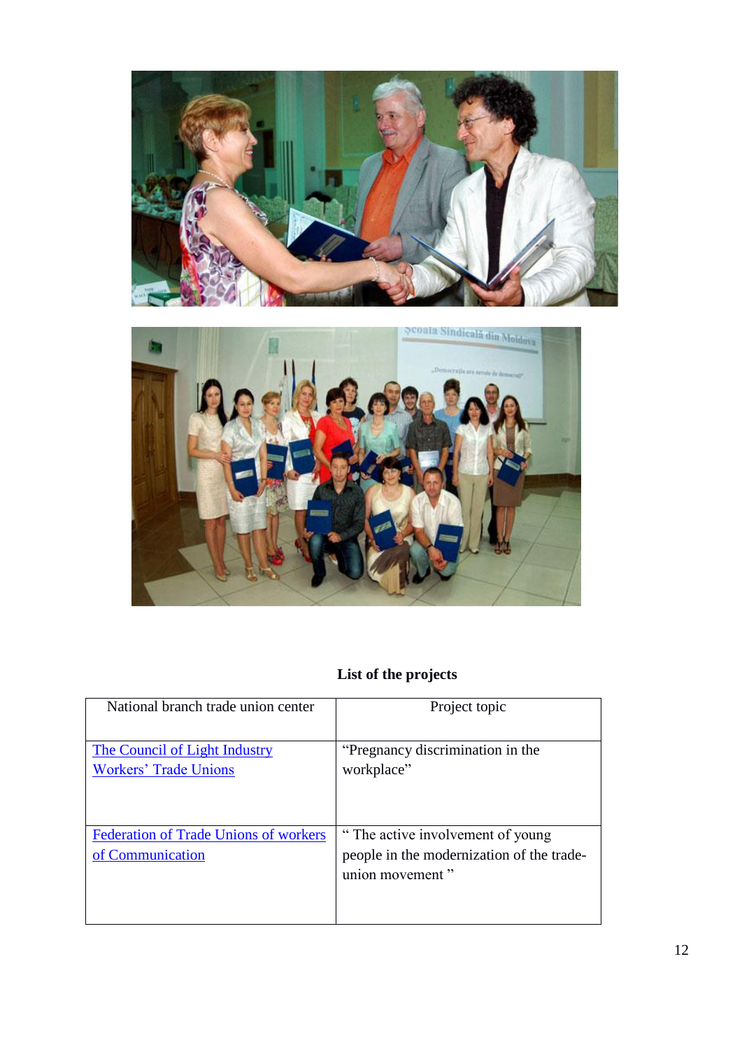**List of the projects**

| National branch trade union center | Project topic |
|---|---|
| The Council of Light Industry Workers' Trade Unions | "Pregnancy discrimination in the workplace" |
| Federation of Trade Unions of workers of Communication | " The active involvement of young people in the modernization of the trade-union movement " |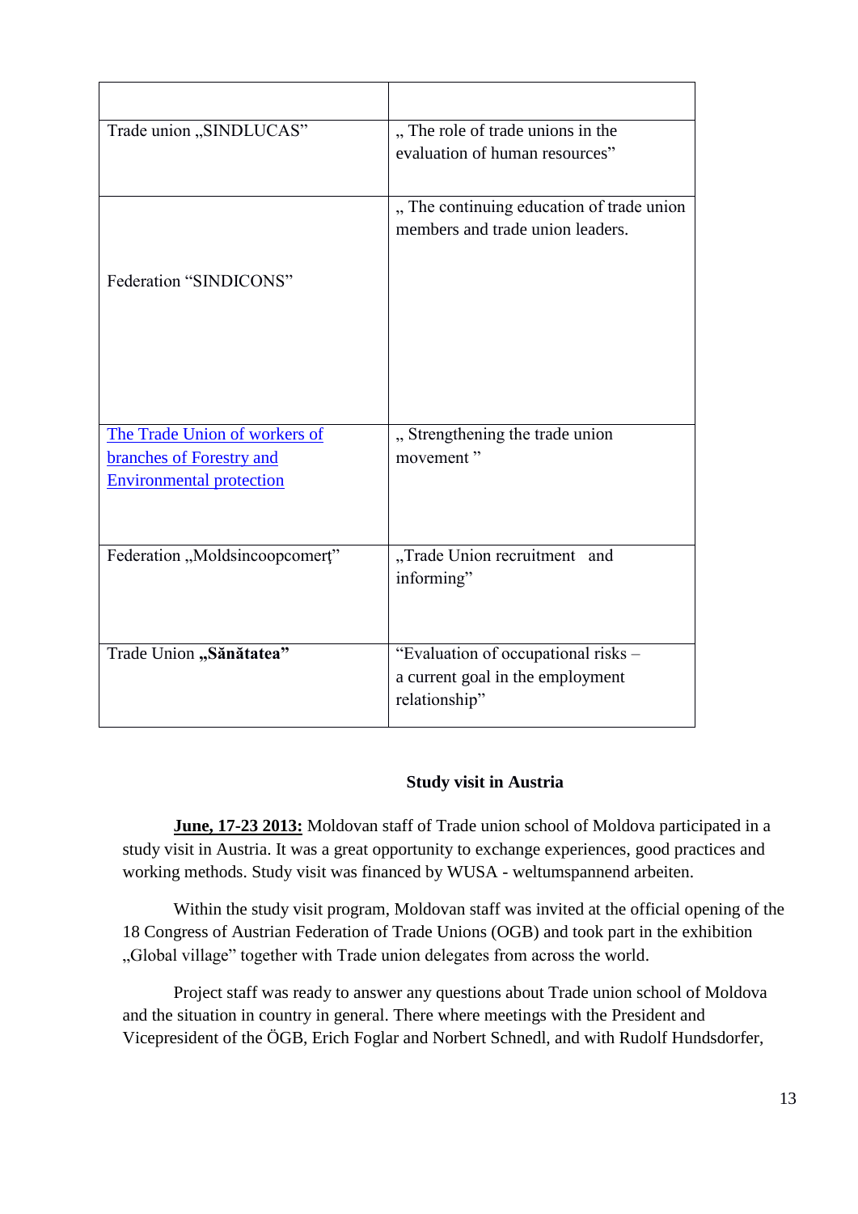| | |
|---|---|
| Trade union „SINDLUCAS” | „ The role of trade unions in the evaluation of human resources” |
| Federation “SINDICONS” | „ The continuing education of trade union members and trade union leaders. |
| The Trade Union of workers of branches of Forestry and Environmental protection | „ Strengthening the trade union movement ” |
| Federation „Moldsincoopcomerţ” | „Trade Union recruitment and informing” |
| Trade Union **„Sănătatea”** | “Evaluation of occupational risks – a current goal in the employment relationship” |

### Study visit in Austria

**June, 17-23 2013:** Moldovan staff of Trade union school of Moldova participated in a study visit in Austria. It was a great opportunity to exchange experiences, good practices and working methods. Study visit was financed by WUSA - weltumspannend arbeiten.

Within the study visit program, Moldovan staff was invited at the official opening of the 18 Congress of Austrian Federation of Trade Unions (OGB) and took part in the exhibition „Global village” together with Trade union delegates from across the world.

Project staff was ready to answer any questions about Trade union school of Moldova and the situation in country in general. There where meetings with the President and Vicepresident of the ÖGB, Erich Foglar and Norbert Schnedl, and with Rudolf Hundsdorfer,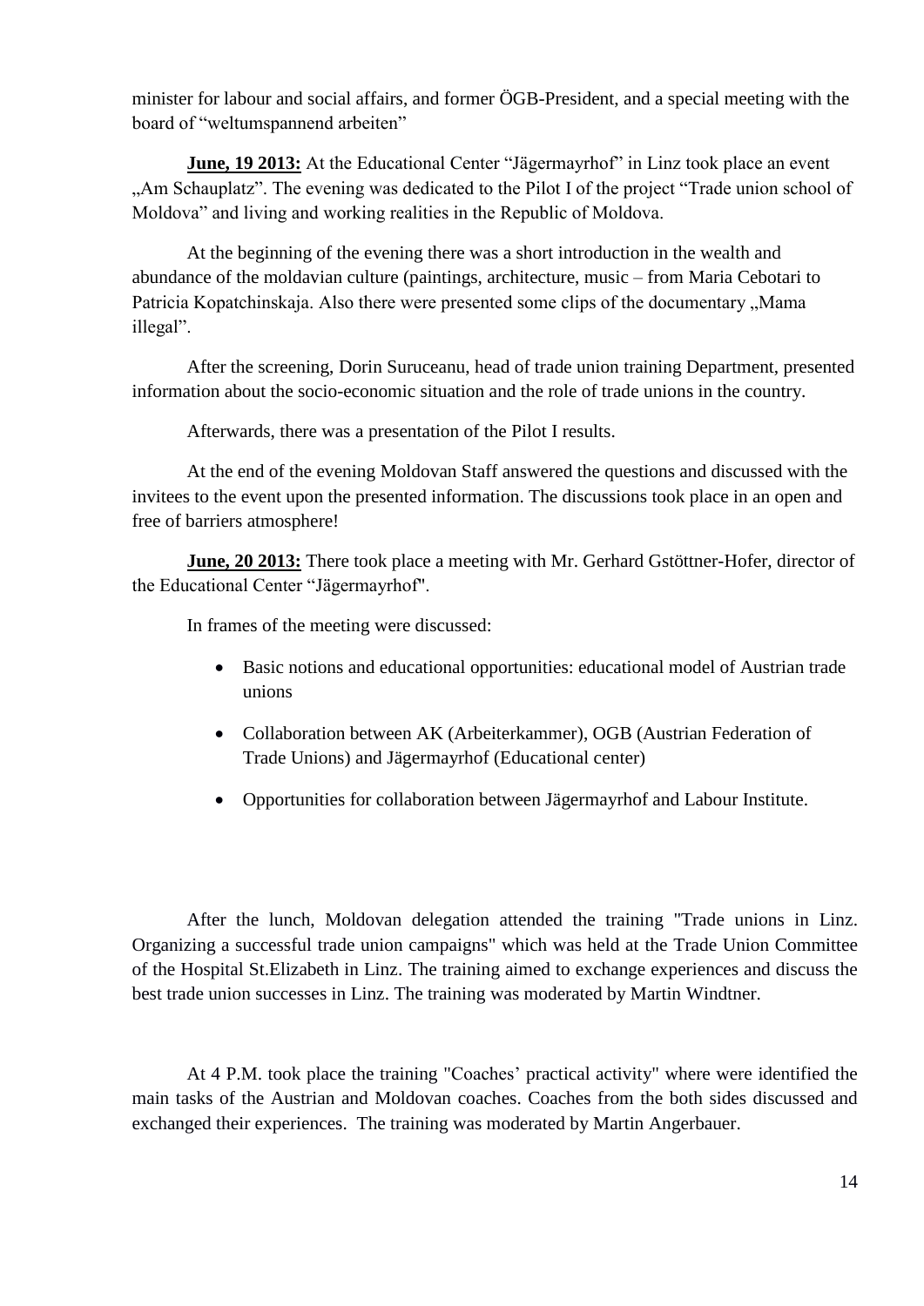minister for labour and social affairs, and former ÖGB-President, and a special meeting with the board of "weltumspannend arbeiten"

**June, 19 2013:** At the Educational Center "Jägermayrhof" in Linz took place an event „Am Schauplatz". The evening was dedicated to the Pilot I of the project "Trade union school of Moldova" and living and working realities in the Republic of Moldova.

At the beginning of the evening there was a short introduction in the wealth and abundance of the moldavian culture (paintings, architecture, music – from Maria Cebotari to Patricia Kopatchinskaja. Also there were presented some clips of the documentary „Mama illegal".

After the screening, Dorin Suruceanu, head of trade union training Department, presented information about the socio-economic situation and the role of trade unions in the country.

Afterwards, there was a presentation of the Pilot I results.

At the end of the evening Moldovan Staff answered the questions and discussed with the invitees to the event upon the presented information. The discussions took place in an open and free of barriers atmosphere!

**June, 20 2013:** There took place a meeting with Mr. Gerhard Gstöttner-Hofer, director of the Educational Center "Jägermayrhof".

In frames of the meeting were discussed:

- Basic notions and educational opportunities: educational model of Austrian trade unions
- Collaboration between AK (Arbeiterkammer), OGB (Austrian Federation of Trade Unions) and Jägermayrhof (Educational center)
- Opportunities for collaboration between Jägermayrhof and Labour Institute.

After the lunch, Moldovan delegation attended the training "Trade unions in Linz. Organizing a successful trade union campaigns" which was held at the Trade Union Committee of the Hospital St.Elizabeth in Linz. The training aimed to exchange experiences and discuss the best trade union successes in Linz. The training was moderated by Martin Windtner.

At 4 P.M. took place the training "Coaches' practical activity" where were identified the main tasks of the Austrian and Moldovan coaches. Coaches from the both sides discussed and exchanged their experiences. The training was moderated by Martin Angerbauer.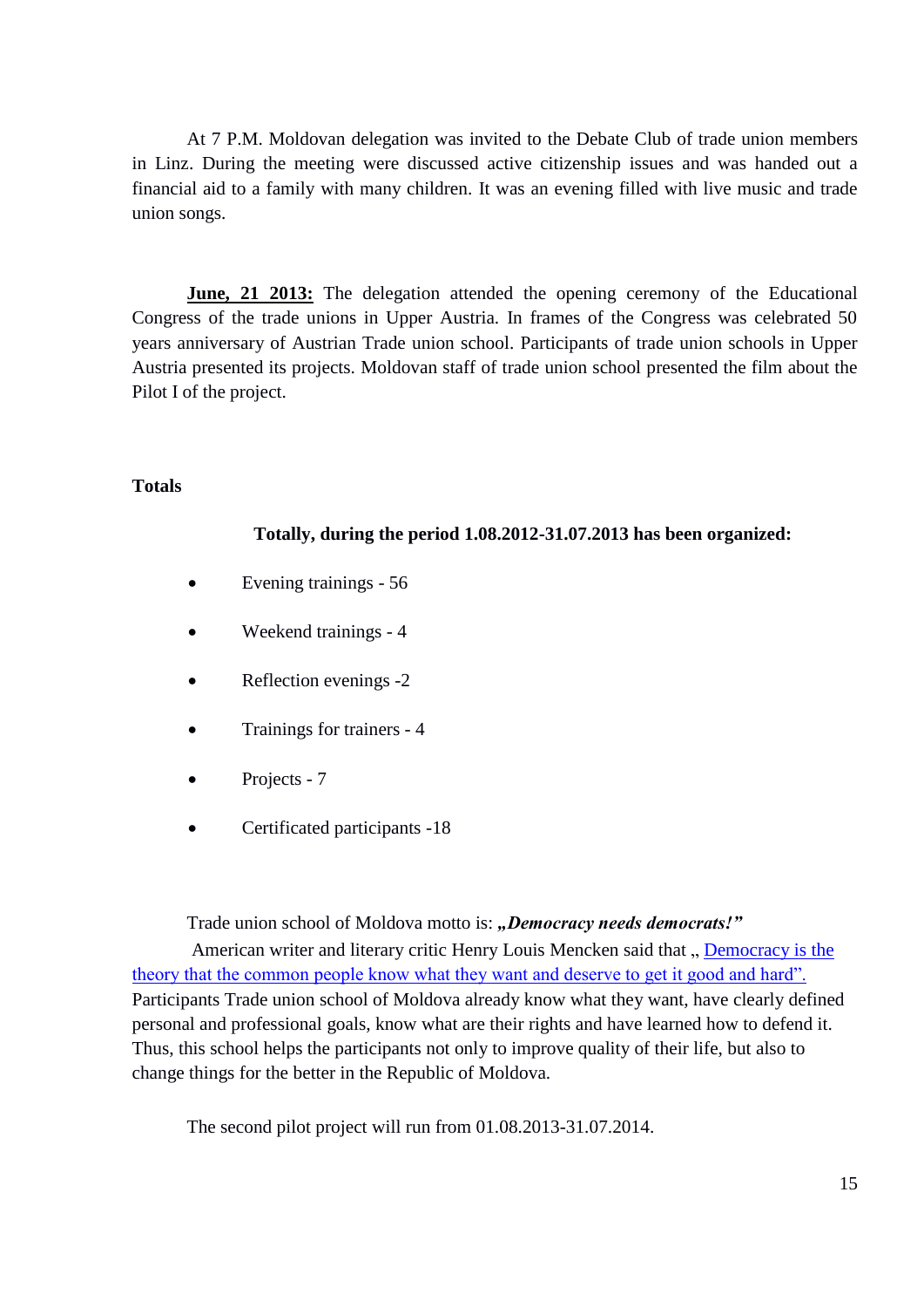At 7 P.M. Moldovan delegation was invited to the Debate Club of trade union members in Linz. During the meeting were discussed active citizenship issues and was handed out a financial aid to a family with many children. It was an evening filled with live music and trade union songs.

**June, 21 2013:** The delegation attended the opening ceremony of the Educational Congress of the trade unions in Upper Austria. In frames of the Congress was celebrated 50 years anniversary of Austrian Trade union school. Participants of trade union schools in Upper Austria presented its projects. Moldovan staff of trade union school presented the film about the Pilot I of the project.

**Totals**

**Totally, during the period 1.08.2012-31.07.2013 has been organized:**

- Evening trainings - 56
- Weekend trainings - 4
- Reflection evenings -2
- Trainings for trainers - 4
- Projects - 7
- Certificated participants -18

Trade union school of Moldova motto is: ***„Democracy needs democrats!"***

American writer and literary critic Henry Louis Mencken said that „ Democracy is the theory that the common people know what they want and deserve to get it good and hard". Participants Trade union school of Moldova already know what they want, have clearly defined personal and professional goals, know what are their rights and have learned how to defend it. Thus, this school helps the participants not only to improve quality of their life, but also to change things for the better in the Republic of Moldova.

The second pilot project will run from 01.08.2013-31.07.2014.